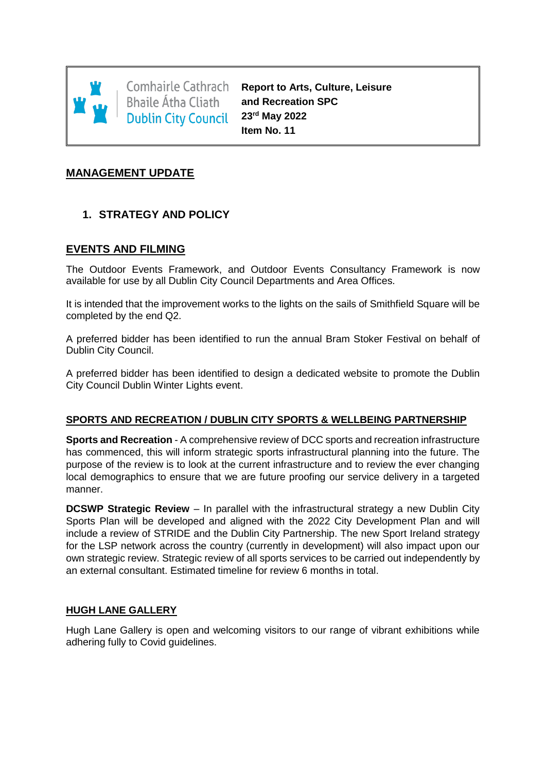Comhairle Cathrach Bhaile Átha Cliath
Dublin City Council

**Report to Arts, Culture, Leisure and Recreation SPC**
**23rd May 2022**
**Item No. 11**

## MANAGEMENT UPDATE

### 1. STRATEGY AND POLICY

### EVENTS AND FILMING

The Outdoor Events Framework, and Outdoor Events Consultancy Framework is now available for use by all Dublin City Council Departments and Area Offices.

It is intended that the improvement works to the lights on the sails of Smithfield Square will be completed by the end Q2.

A preferred bidder has been identified to run the annual Bram Stoker Festival on behalf of Dublin City Council.

A preferred bidder has been identified to design a dedicated website to promote the Dublin City Council Dublin Winter Lights event.

### SPORTS AND RECREATION / DUBLIN CITY SPORTS & WELLBEING PARTNERSHIP

**Sports and Recreation** - A comprehensive review of DCC sports and recreation infrastructure has commenced, this will inform strategic sports infrastructural planning into the future. The purpose of the review is to look at the current infrastructure and to review the ever changing local demographics to ensure that we are future proofing our service delivery in a targeted manner.

**DCSWP Strategic Review** – In parallel with the infrastructural strategy a new Dublin City Sports Plan will be developed and aligned with the 2022 City Development Plan and will include a review of STRIDE and the Dublin City Partnership. The new Sport Ireland strategy for the LSP network across the country (currently in development) will also impact upon our own strategic review. Strategic review of all sports services to be carried out independently by an external consultant. Estimated timeline for review 6 months in total.

### HUGH LANE GALLERY

Hugh Lane Gallery is open and welcoming visitors to our range of vibrant exhibitions while adhering fully to Covid guidelines.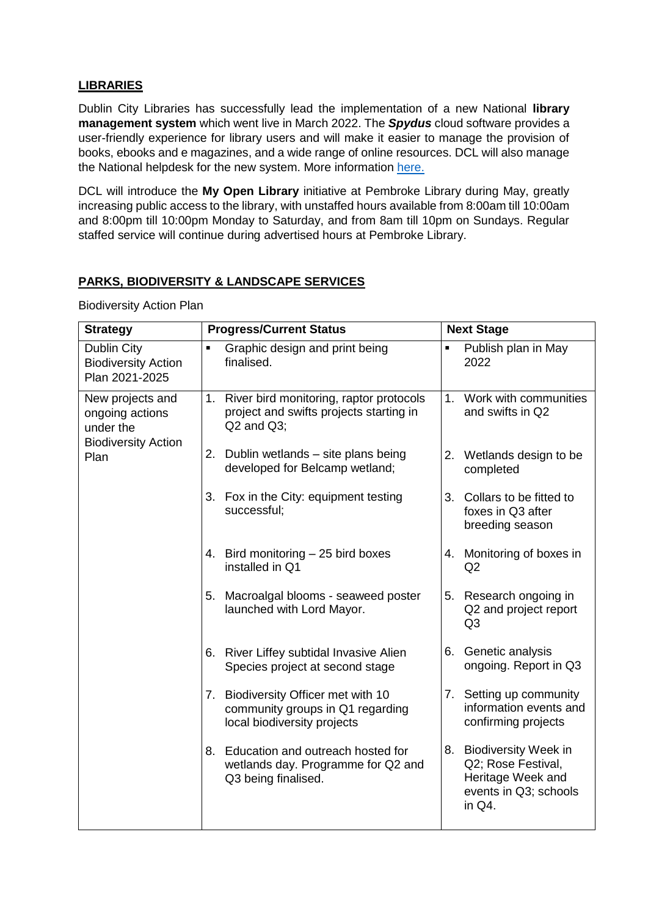## LIBRARIES

Dublin City Libraries has successfully lead the implementation of a new National **library management system** which went live in March 2022. The ***Spydus*** cloud software provides a user-friendly experience for library users and will make it easier to manage the provision of books, ebooks and e magazines, and a wide range of online resources. DCL will also manage the National helpdesk for the new system. More information here.

DCL will introduce the **My Open Library** initiative at Pembroke Library during May, greatly increasing public access to the library, with unstaffed hours available from 8:00am till 10:00am and 8:00pm till 10:00pm Monday to Saturday, and from 8am till 10pm on Sundays. Regular staffed service will continue during advertised hours at Pembroke Library.

## PARKS, BIODIVERSITY & LANDSCAPE SERVICES

Biodiversity Action Plan

| Strategy | Progress/Current Status | Next Stage |
|---|---|---|
| Dublin City Biodiversity Action Plan 2021-2025 | ▪ Graphic design and print being finalised. | ▪ Publish plan in May 2022 |
| New projects and ongoing actions under the Biodiversity Action Plan | 1. River bird monitoring, raptor protocols project and swifts projects starting in Q2 and Q3; | 1. Work with communities and swifts in Q2 |
| | 2. Dublin wetlands – site plans being developed for Belcamp wetland; | 2. Wetlands design to be completed |
| | 3. Fox in the City: equipment testing successful; | 3. Collars to be fitted to foxes in Q3 after breeding season |
| | 4. Bird monitoring – 25 bird boxes installed in Q1 | 4. Monitoring of boxes in Q2 |
| | 5. Macroalgal blooms - seaweed poster launched with Lord Mayor. | 5. Research ongoing in Q2 and project report Q3 |
| | 6. River Liffey subtidal Invasive Alien Species project at second stage | 6. Genetic analysis ongoing. Report in Q3 |
| | 7. Biodiversity Officer met with 10 community groups in Q1 regarding local biodiversity projects | 7. Setting up community information events and confirming projects |
| | 8. Education and outreach hosted for wetlands day. Programme for Q2 and Q3 being finalised. | 8. Biodiversity Week in Q2; Rose Festival, Heritage Week and events in Q3; schools in Q4. |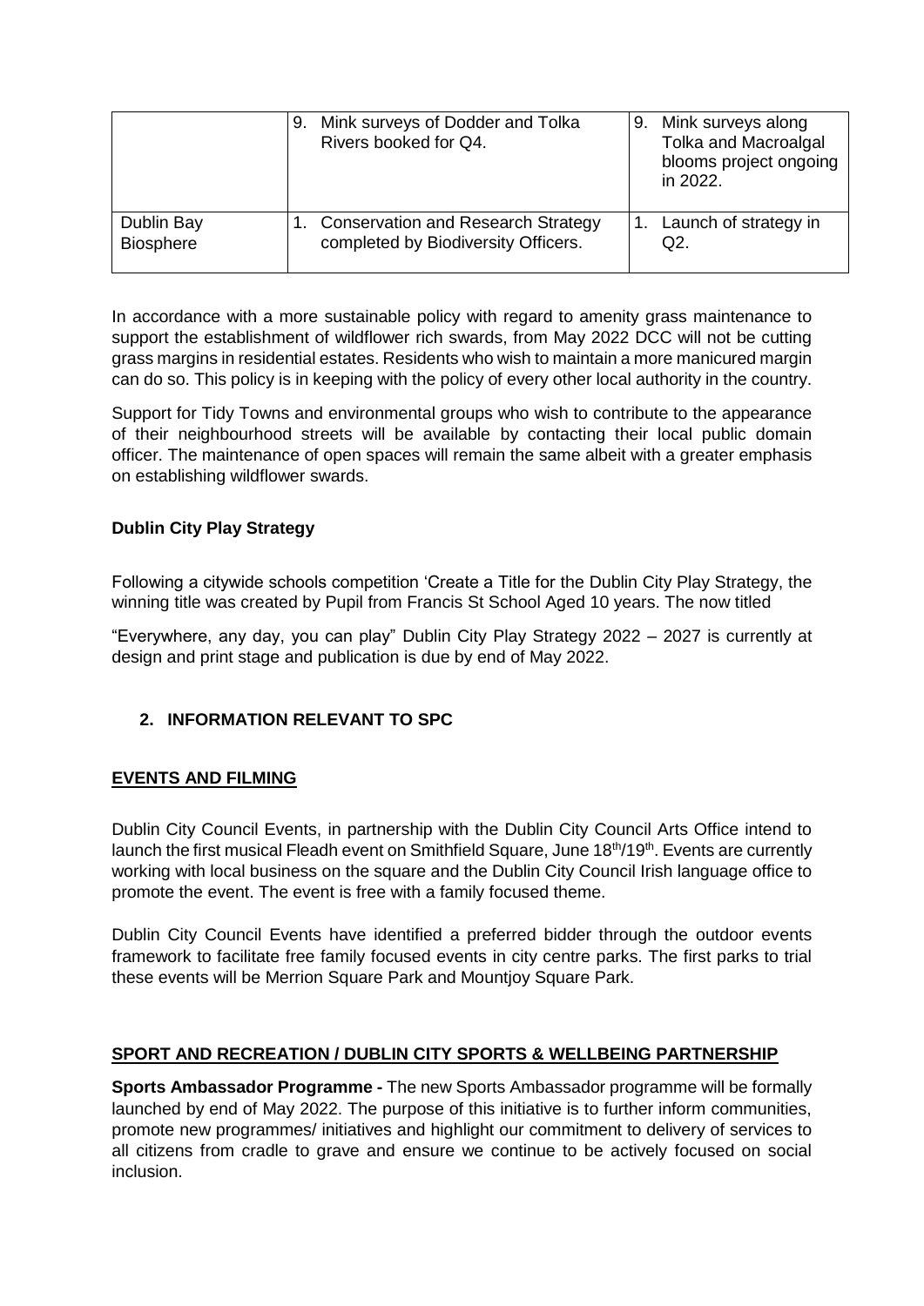| | | |
|---|---|---|
| | 9. Mink surveys of Dodder and Tolka Rivers booked for Q4. | 9. Mink surveys along Tolka and Macroalgal blooms project ongoing in 2022. |
| Dublin Bay Biosphere | 1. Conservation and Research Strategy completed by Biodiversity Officers. | 1. Launch of strategy in Q2. |

In accordance with a more sustainable policy with regard to amenity grass maintenance to support the establishment of wildflower rich swards, from May 2022 DCC will not be cutting grass margins in residential estates. Residents who wish to maintain a more manicured margin can do so. This policy is in keeping with the policy of every other local authority in the country.

Support for Tidy Towns and environmental groups who wish to contribute to the appearance of their neighbourhood streets will be available by contacting their local public domain officer. The maintenance of open spaces will remain the same albeit with a greater emphasis on establishing wildflower swards.

**Dublin City Play Strategy**

Following a citywide schools competition 'Create a Title for the Dublin City Play Strategy, the winning title was created by Pupil from Francis St School Aged 10 years. The now titled

"Everywhere, any day, you can play" Dublin City Play Strategy 2022 – 2027 is currently at design and print stage and publication is due by end of May 2022.

## 2. INFORMATION RELEVANT TO SPC

**EVENTS AND FILMING**

Dublin City Council Events, in partnership with the Dublin City Council Arts Office intend to launch the first musical Fleadh event on Smithfield Square, June 18th/19th. Events are currently working with local business on the square and the Dublin City Council Irish language office to promote the event. The event is free with a family focused theme.

Dublin City Council Events have identified a preferred bidder through the outdoor events framework to facilitate free family focused events in city centre parks. The first parks to trial these events will be Merrion Square Park and Mountjoy Square Park.

**SPORT AND RECREATION / DUBLIN CITY SPORTS & WELLBEING PARTNERSHIP**

**Sports Ambassador Programme -** The new Sports Ambassador programme will be formally launched by end of May 2022. The purpose of this initiative is to further inform communities, promote new programmes/ initiatives and highlight our commitment to delivery of services to all citizens from cradle to grave and ensure we continue to be actively focused on social inclusion.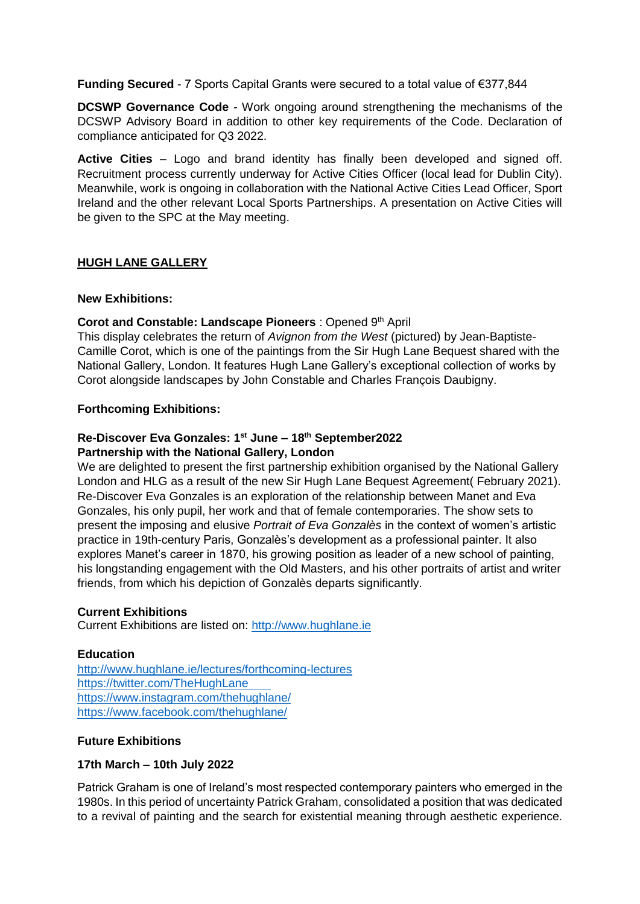**Funding Secured** - 7 Sports Capital Grants were secured to a total value of €377,844

**DCSWP Governance Code** - Work ongoing around strengthening the mechanisms of the DCSWP Advisory Board in addition to other key requirements of the Code. Declaration of compliance anticipated for Q3 2022.

**Active Cities** – Logo and brand identity has finally been developed and signed off. Recruitment process currently underway for Active Cities Officer (local lead for Dublin City). Meanwhile, work is ongoing in collaboration with the National Active Cities Lead Officer, Sport Ireland and the other relevant Local Sports Partnerships. A presentation on Active Cities will be given to the SPC at the May meeting.

## HUGH LANE GALLERY

**New Exhibitions:**

**Corot and Constable: Landscape Pioneers** : Opened 9th April
This display celebrates the return of *Avignon from the West* (pictured) by Jean-Baptiste-Camille Corot, which is one of the paintings from the Sir Hugh Lane Bequest shared with the National Gallery, London. It features Hugh Lane Gallery's exceptional collection of works by Corot alongside landscapes by John Constable and Charles François Daubigny.

**Forthcoming Exhibitions:**

**Re-Discover Eva Gonzales: 1st June – 18th September2022**
**Partnership with the National Gallery, London**
We are delighted to present the first partnership exhibition organised by the National Gallery London and HLG as a result of the new Sir Hugh Lane Bequest Agreement( February 2021). Re-Discover Eva Gonzales is an exploration of the relationship between Manet and Eva Gonzales, his only pupil, her work and that of female contemporaries. The show sets to present the imposing and elusive *Portrait of Eva Gonzalès* in the context of women's artistic practice in 19th-century Paris, Gonzalès's development as a professional painter. It also explores Manet's career in 1870, his growing position as leader of a new school of painting, his longstanding engagement with the Old Masters, and his other portraits of artist and writer friends, from which his depiction of Gonzalès departs significantly.

**Current Exhibitions**
Current Exhibitions are listed on: http://www.hughlane.ie

**Education**
http://www.hughlane.ie/lectures/forthcoming-lectures
https://twitter.com/TheHughLane
https://www.instagram.com/thehughlane/
https://www.facebook.com/thehughlane/

**Future Exhibitions**

**17th March – 10th July 2022**

Patrick Graham is one of Ireland's most respected contemporary painters who emerged in the 1980s. In this period of uncertainty Patrick Graham, consolidated a position that was dedicated to a revival of painting and the search for existential meaning through aesthetic experience.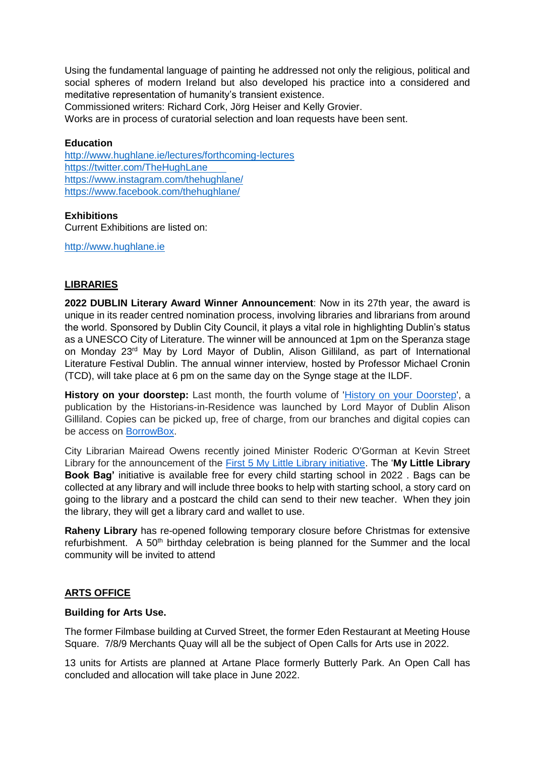Using the fundamental language of painting he addressed not only the religious, political and social spheres of modern Ireland but also developed his practice into a considered and meditative representation of humanity's transient existence.
Commissioned writers: Richard Cork, Jörg Heiser and Kelly Grovier.
Works are in process of curatorial selection and loan requests have been sent.

**Education**
http://www.hughlane.ie/lectures/forthcoming-lectures
https://twitter.com/TheHughLane
https://www.instagram.com/thehughlane/
https://www.facebook.com/thehughlane/

**Exhibitions**
Current Exhibitions are listed on:

http://www.hughlane.ie

## LIBRARIES

**2022 DUBLIN Literary Award Winner Announcement**: Now in its 27th year, the award is unique in its reader centred nomination process, involving libraries and librarians from around the world. Sponsored by Dublin City Council, it plays a vital role in highlighting Dublin's status as a UNESCO City of Literature. The winner will be announced at 1pm on the Speranza stage on Monday 23rd May by Lord Mayor of Dublin, Alison Gilliland, as part of International Literature Festival Dublin. The annual winner interview, hosted by Professor Michael Cronin (TCD), will take place at 6 pm on the same day on the Synge stage at the ILDF.

**History on your doorstep:** Last month, the fourth volume of 'History on your Doorstep', a publication by the Historians-in-Residence was launched by Lord Mayor of Dublin Alison Gilliland. Copies can be picked up, free of charge, from our branches and digital copies can be access on BorrowBox.

City Librarian Mairead Owens recently joined Minister Roderic O'Gorman at Kevin Street Library for the announcement of the First 5 My Little Library initiative. The '**My Little Library Book Bag'** initiative is available free for every child starting school in 2022 . Bags can be collected at any library and will include three books to help with starting school, a story card on going to the library and a postcard the child can send to their new teacher. When they join the library, they will get a library card and wallet to use.

**Raheny Library** has re-opened following temporary closure before Christmas for extensive refurbishment. A 50th birthday celebration is being planned for the Summer and the local community will be invited to attend

## ARTS OFFICE

**Building for Arts Use.**

The former Filmbase building at Curved Street, the former Eden Restaurant at Meeting House Square. 7/8/9 Merchants Quay will all be the subject of Open Calls for Arts use in 2022.

13 units for Artists are planned at Artane Place formerly Butterly Park. An Open Call has concluded and allocation will take place in June 2022.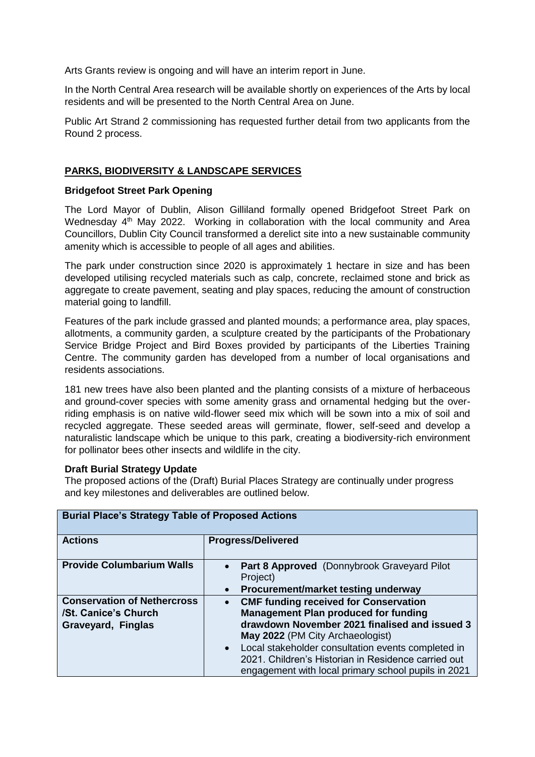Arts Grants review is ongoing and will have an interim report in June.

In the North Central Area research will be available shortly on experiences of the Arts by local residents and will be presented to the North Central Area on June.

Public Art Strand 2 commissioning has requested further detail from two applicants from the Round 2 process.

## PARKS, BIODIVERSITY & LANDSCAPE SERVICES

### Bridgefoot Street Park Opening

The Lord Mayor of Dublin, Alison Gilliland formally opened Bridgefoot Street Park on Wednesday 4th May 2022. Working in collaboration with the local community and Area Councillors, Dublin City Council transformed a derelict site into a new sustainable community amenity which is accessible to people of all ages and abilities.

The park under construction since 2020 is approximately 1 hectare in size and has been developed utilising recycled materials such as calp, concrete, reclaimed stone and brick as aggregate to create pavement, seating and play spaces, reducing the amount of construction material going to landfill.

Features of the park include grassed and planted mounds; a performance area, play spaces, allotments, a community garden, a sculpture created by the participants of the Probationary Service Bridge Project and Bird Boxes provided by participants of the Liberties Training Centre. The community garden has developed from a number of local organisations and residents associations.

181 new trees have also been planted and the planting consists of a mixture of herbaceous and ground-cover species with some amenity grass and ornamental hedging but the over-riding emphasis is on native wild-flower seed mix which will be sown into a mix of soil and recycled aggregate. These seeded areas will germinate, flower, self-seed and develop a naturalistic landscape which be unique to this park, creating a biodiversity-rich environment for pollinator bees other insects and wildlife in the city.

### Draft Burial Strategy Update

The proposed actions of the (Draft) Burial Places Strategy are continually under progress and key milestones and deliverables are outlined below.

| **Burial Place's Strategy Table of Proposed Actions** | |
|---|---|
| **Actions** | **Progress/Delivered** |
| **Provide Columbarium Walls** | • **Part 8 Approved** (Donnybrook Graveyard Pilot Project)<br>• **Procurement/market testing underway** |
| **Conservation of Nethercross /St. Canice's Church Graveyard, Finglas** | • **CMF funding received for Conservation Management Plan produced for funding drawdown November 2021 finalised and issued 3 May 2022** (PM City Archaeologist)<br>• Local stakeholder consultation events completed in 2021. Children's Historian in Residence carried out engagement with local primary school pupils in 2021 |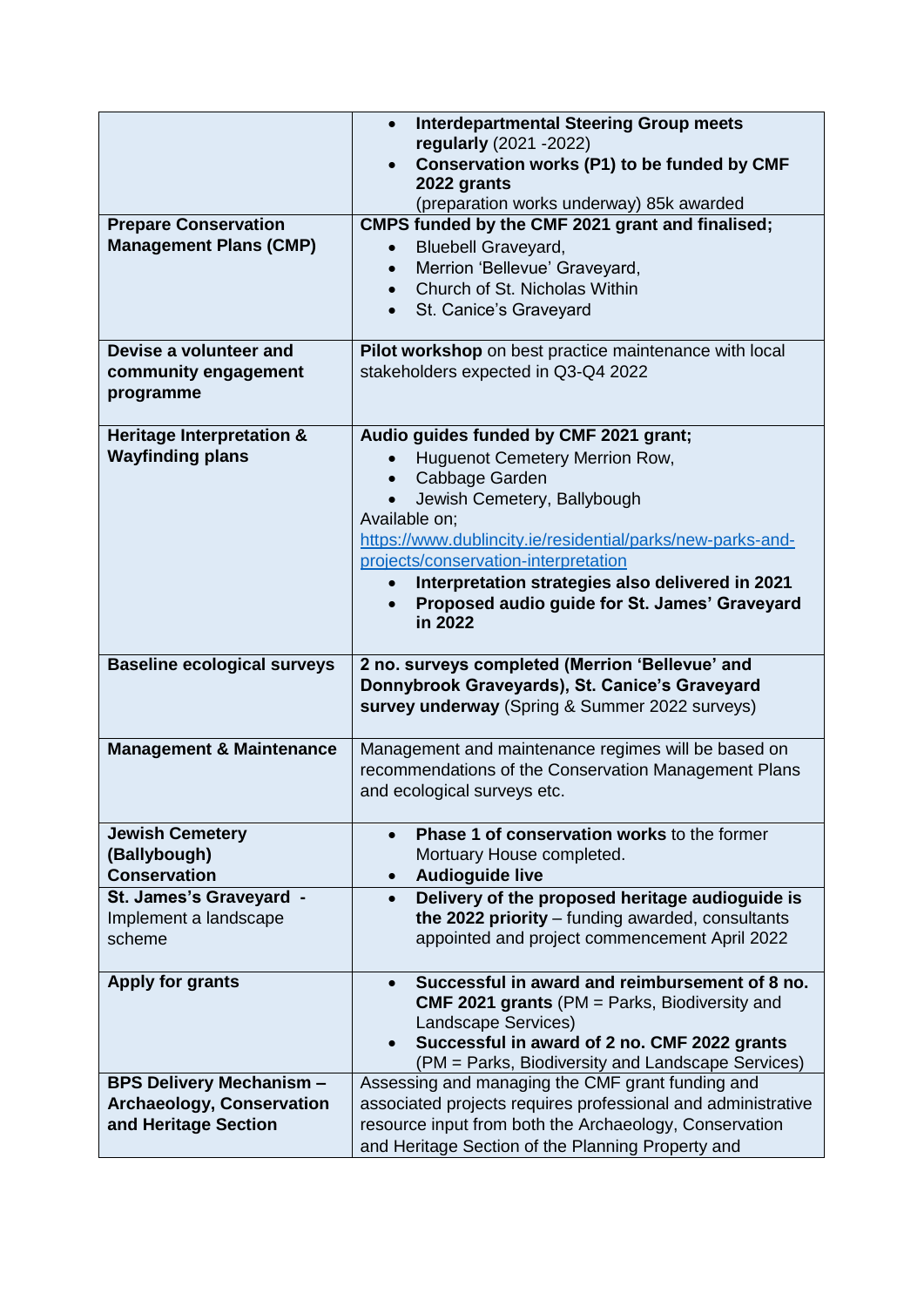| | |
|---|---|
| | • **Interdepartmental Steering Group meets regularly** (2021 -2022)<br>• **Conservation works (P1) to be funded by CMF 2022 grants** (preparation works underway) 85k awarded |
| **Prepare Conservation Management Plans (CMP)** | **CMPS funded by the CMF 2021 grant and finalised;**<br>• Bluebell Graveyard,<br>• Merrion 'Bellevue' Graveyard,<br>• Church of St. Nicholas Within<br>• St. Canice's Graveyard |
| **Devise a volunteer and community engagement programme** | **Pilot workshop** on best practice maintenance with local stakeholders expected in Q3-Q4 2022 |
| **Heritage Interpretation & Wayfinding plans** | **Audio guides funded by CMF 2021 grant;**<br>• Huguenot Cemetery Merrion Row,<br>• Cabbage Garden<br>• Jewish Cemetery, Ballybough<br>Available on;<br>[https://www.dublincity.ie/residential/parks/new-parks-and-projects/conservation-interpretation](https://www.dublincity.ie/residential/parks/new-parks-and-projects/conservation-interpretation)<br>• **Interpretation strategies also delivered in 2021**<br>• **Proposed audio guide for St. James' Graveyard in 2022** |
| **Baseline ecological surveys** | **2 no. surveys completed (Merrion 'Bellevue' and Donnybrook Graveyards), St. Canice's Graveyard survey underway** (Spring & Summer 2022 surveys) |
| **Management & Maintenance** | Management and maintenance regimes will be based on recommendations of the Conservation Management Plans and ecological surveys etc. |
| **Jewish Cemetery (Ballybough) Conservation** | • **Phase 1 of conservation works** to the former Mortuary House completed.<br>• **Audioguide live** |
| **St. James's Graveyard** - Implement a landscape scheme | • **Delivery of the proposed heritage audioguide is the 2022 priority** – funding awarded, consultants appointed and project commencement April 2022 |
| **Apply for grants** | • **Successful in award and reimbursement of 8 no. CMF 2021 grants** (PM = Parks, Biodiversity and Landscape Services)<br>• **Successful in award of 2 no. CMF 2022 grants** (PM = Parks, Biodiversity and Landscape Services) |
| **BPS Delivery Mechanism – Archaeology, Conservation and Heritage Section** | Assessing and managing the CMF grant funding and associated projects requires professional and administrative resource input from both the Archaeology, Conservation and Heritage Section of the Planning Property and |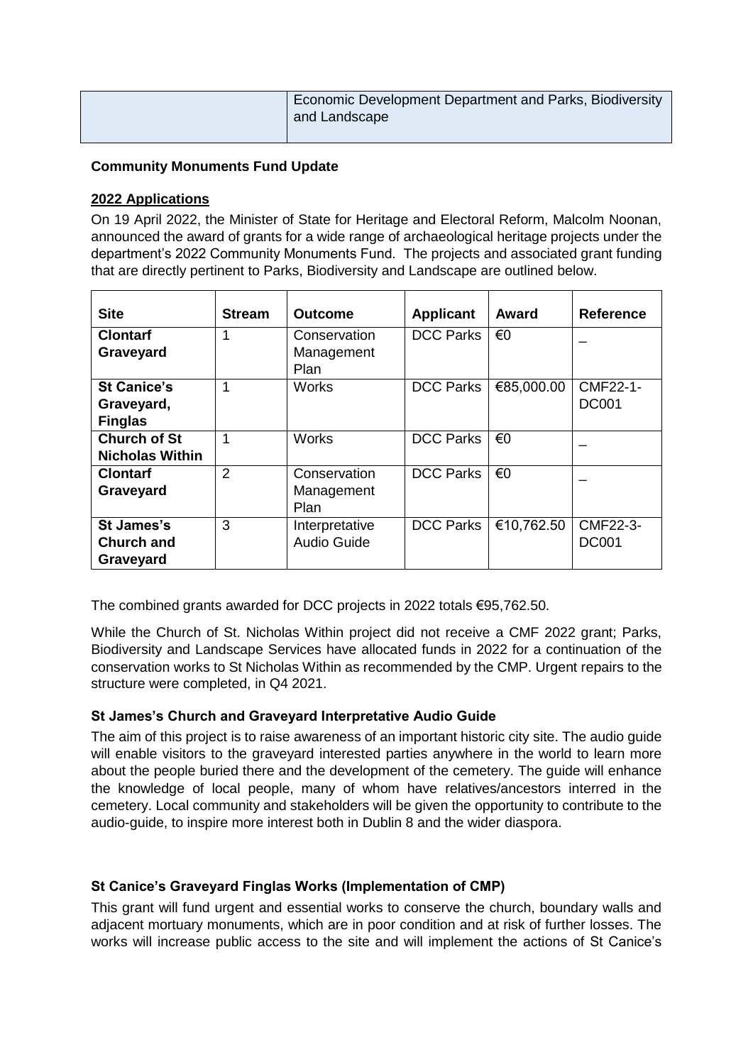| | Economic Development Department and Parks, Biodiversity and Landscape |
|---|---|

**Community Monuments Fund Update**

**2022 Applications**

On 19 April 2022, the Minister of State for Heritage and Electoral Reform, Malcolm Noonan, announced the award of grants for a wide range of archaeological heritage projects under the department's 2022 Community Monuments Fund. The projects and associated grant funding that are directly pertinent to Parks, Biodiversity and Landscape are outlined below.

| Site | Stream | Outcome | Applicant | Award | Reference |
|---|---|---|---|---|---|
| **Clontarf Graveyard** | 1 | Conservation Management Plan | DCC Parks | €0 | _ |
| **St Canice's Graveyard, Finglas** | 1 | Works | DCC Parks | €85,000.00 | CMF22-1-DC001 |
| **Church of St Nicholas Within** | 1 | Works | DCC Parks | €0 | _ |
| **Clontarf Graveyard** | 2 | Conservation Management Plan | DCC Parks | €0 | _ |
| **St James's Church and Graveyard** | 3 | Interpretative Audio Guide | DCC Parks | €10,762.50 | CMF22-3-DC001 |

The combined grants awarded for DCC projects in 2022 totals €95,762.50.

While the Church of St. Nicholas Within project did not receive a CMF 2022 grant; Parks, Biodiversity and Landscape Services have allocated funds in 2022 for a continuation of the conservation works to St Nicholas Within as recommended by the CMP. Urgent repairs to the structure were completed, in Q4 2021.

**St James's Church and Graveyard Interpretative Audio Guide**

The aim of this project is to raise awareness of an important historic city site. The audio guide will enable visitors to the graveyard interested parties anywhere in the world to learn more about the people buried there and the development of the cemetery. The guide will enhance the knowledge of local people, many of whom have relatives/ancestors interred in the cemetery. Local community and stakeholders will be given the opportunity to contribute to the audio-guide, to inspire more interest both in Dublin 8 and the wider diaspora.

**St Canice's Graveyard Finglas Works (Implementation of CMP)**

This grant will fund urgent and essential works to conserve the church, boundary walls and adjacent mortuary monuments, which are in poor condition and at risk of further losses. The works will increase public access to the site and will implement the actions of St Canice's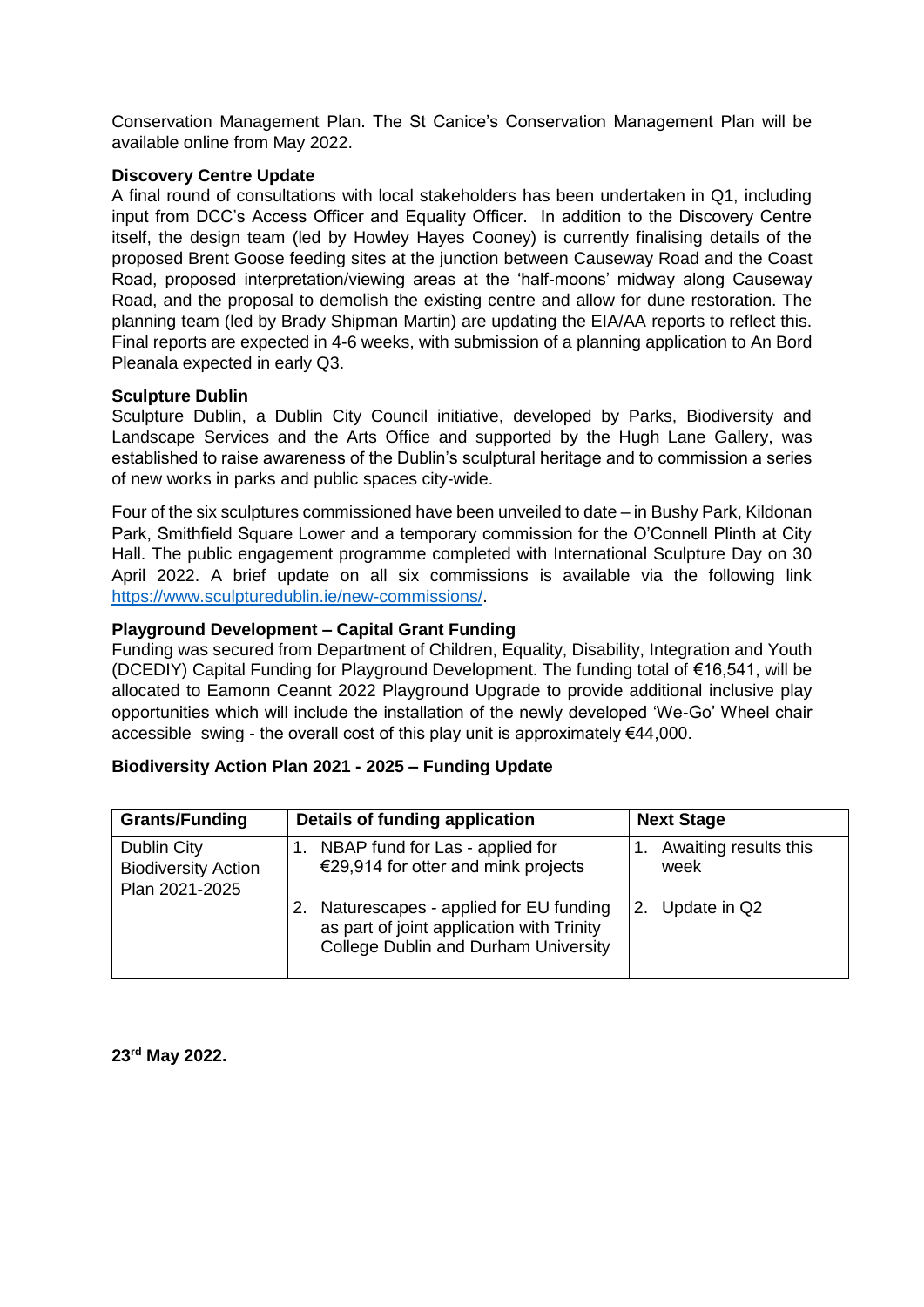Conservation Management Plan. The St Canice's Conservation Management Plan will be available online from May 2022.

**Discovery Centre Update**
A final round of consultations with local stakeholders has been undertaken in Q1, including input from DCC's Access Officer and Equality Officer. In addition to the Discovery Centre itself, the design team (led by Howley Hayes Cooney) is currently finalising details of the proposed Brent Goose feeding sites at the junction between Causeway Road and the Coast Road, proposed interpretation/viewing areas at the 'half-moons' midway along Causeway Road, and the proposal to demolish the existing centre and allow for dune restoration. The planning team (led by Brady Shipman Martin) are updating the EIA/AA reports to reflect this. Final reports are expected in 4-6 weeks, with submission of a planning application to An Bord Pleanala expected in early Q3.

**Sculpture Dublin**
Sculpture Dublin, a Dublin City Council initiative, developed by Parks, Biodiversity and Landscape Services and the Arts Office and supported by the Hugh Lane Gallery, was established to raise awareness of the Dublin's sculptural heritage and to commission a series of new works in parks and public spaces city-wide.

Four of the six sculptures commissioned have been unveiled to date – in Bushy Park, Kildonan Park, Smithfield Square Lower and a temporary commission for the O'Connell Plinth at City Hall. The public engagement programme completed with International Sculpture Day on 30 April 2022. A brief update on all six commissions is available via the following link https://www.sculpturedublin.ie/new-commissions/.

**Playground Development – Capital Grant Funding**
Funding was secured from Department of Children, Equality, Disability, Integration and Youth (DCEDIY) Capital Funding for Playground Development. The funding total of €16,541, will be allocated to Eamonn Ceannt 2022 Playground Upgrade to provide additional inclusive play opportunities which will include the installation of the newly developed 'We-Go' Wheel chair accessible swing - the overall cost of this play unit is approximately €44,000.

**Biodiversity Action Plan 2021 - 2025 – Funding Update**

| Grants/Funding | Details of funding application | Next Stage |
|---|---|---|
| Dublin City Biodiversity Action Plan 2021-2025 | 1. NBAP fund for Las - applied for €29,914 for otter and mink projects<br>2. Naturescapes - applied for EU funding as part of joint application with Trinity College Dublin and Durham University | 1. Awaiting results this week<br>2. Update in Q2 |

**23rd May 2022.**